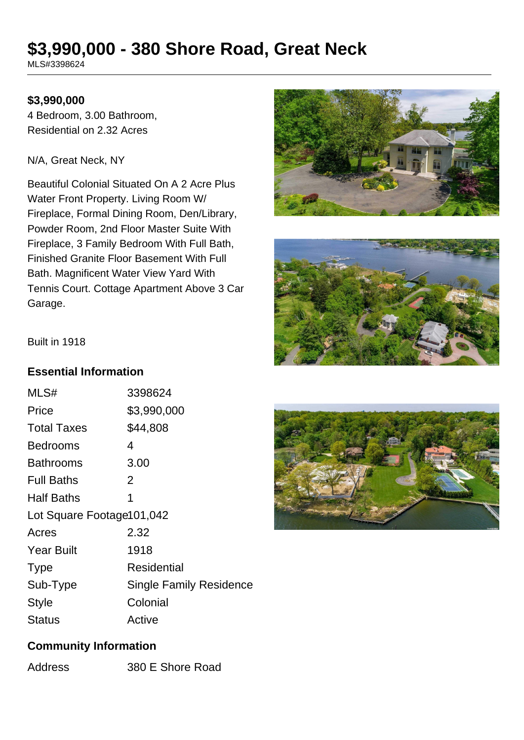# $3,990,000 - 380 Shore Road, Great Neck

MLS#3398624

**$3,990,000**

4 Bedroom, 3.00 Bathroom,
Residential on 2.32 Acres

N/A, Great Neck, NY

Beautiful Colonial Situated On A 2 Acre Plus Water Front Property. Living Room W/ Fireplace, Formal Dining Room, Den/Library, Powder Room, 2nd Floor Master Suite With Fireplace, 3 Family Bedroom With Full Bath, Finished Granite Floor Basement With Full Bath. Magnificent Water View Yard With Tennis Court. Cottage Apartment Above 3 Car Garage.

Built in 1918

## Essential Information

| | |
|---|---|
| MLS# | 3398624 |
| Price | $3,990,000 |
| Total Taxes | $44,808 |
| Bedrooms | 4 |
| Bathrooms | 3.00 |
| Full Baths | 2 |
| Half Baths | 1 |
| Lot Square Footage | 101,042 |
| Acres | 2.32 |
| Year Built | 1918 |
| Type | Residential |
| Sub-Type | Single Family Residence |
| Style | Colonial |
| Status | Active |

## Community Information

| | |
|---|---|
| Address | 380 E Shore Road |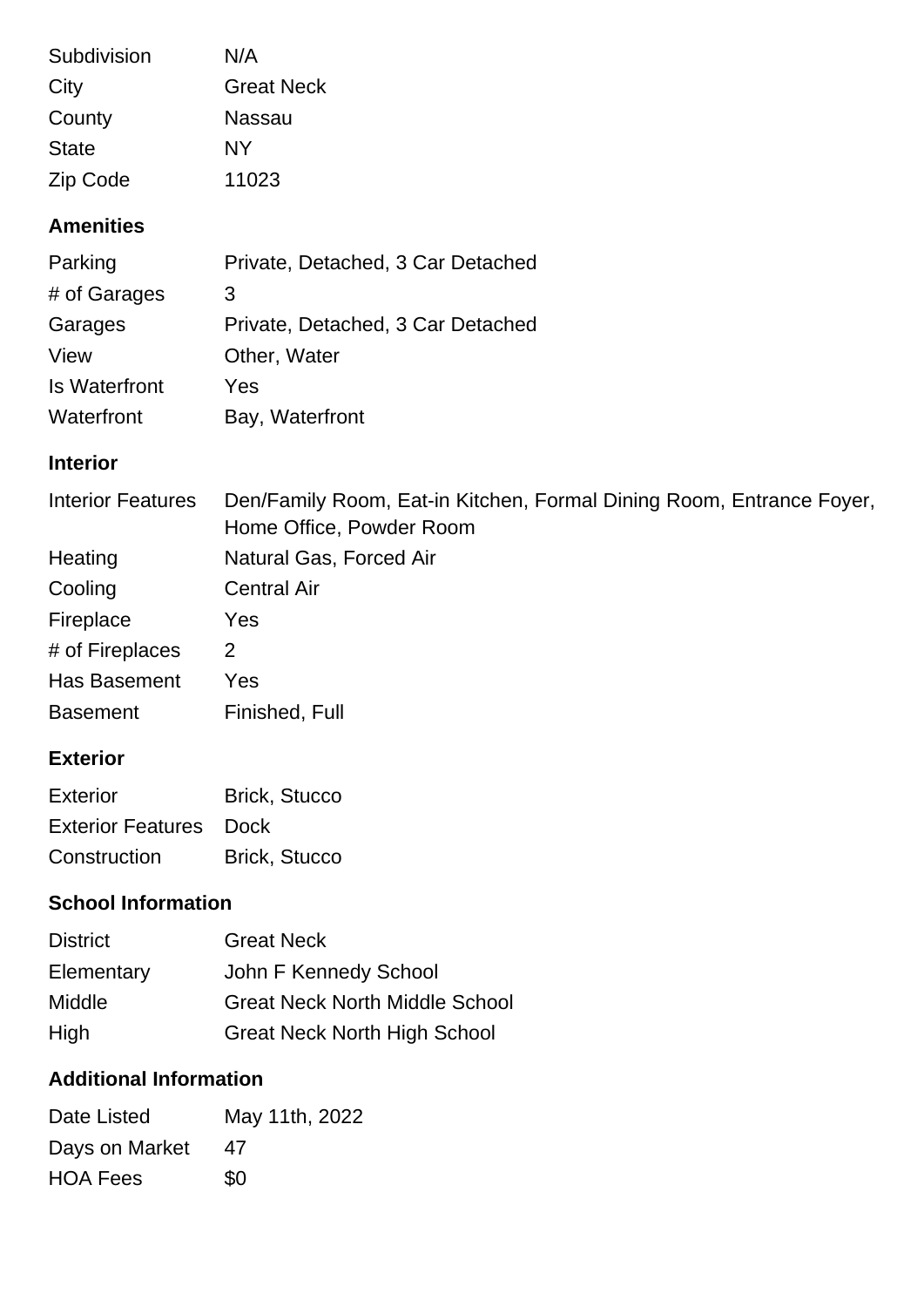| | |
|---|---|
| Subdivision | N/A |
| City | Great Neck |
| County | Nassau |
| State | NY |
| Zip Code | 11023 |

### Amenities

| | |
|---|---|
| Parking | Private, Detached, 3 Car Detached |
| # of Garages | 3 |
| Garages | Private, Detached, 3 Car Detached |
| View | Other, Water |
| Is Waterfront | Yes |
| Waterfront | Bay, Waterfront |

### Interior

| | |
|---|---|
| Interior Features | Den/Family Room, Eat-in Kitchen, Formal Dining Room, Entrance Foyer, Home Office, Powder Room |
| Heating | Natural Gas, Forced Air |
| Cooling | Central Air |
| Fireplace | Yes |
| # of Fireplaces | 2 |
| Has Basement | Yes |
| Basement | Finished, Full |

### Exterior

| | |
|---|---|
| Exterior | Brick, Stucco |
| Exterior Features | Dock |
| Construction | Brick, Stucco |

### School Information

| | |
|---|---|
| District | Great Neck |
| Elementary | John F Kennedy School |
| Middle | Great Neck North Middle School |
| High | Great Neck North High School |

### Additional Information

| | |
|---|---|
| Date Listed | May 11th, 2022 |
| Days on Market | 47 |
| HOA Fees | $0 |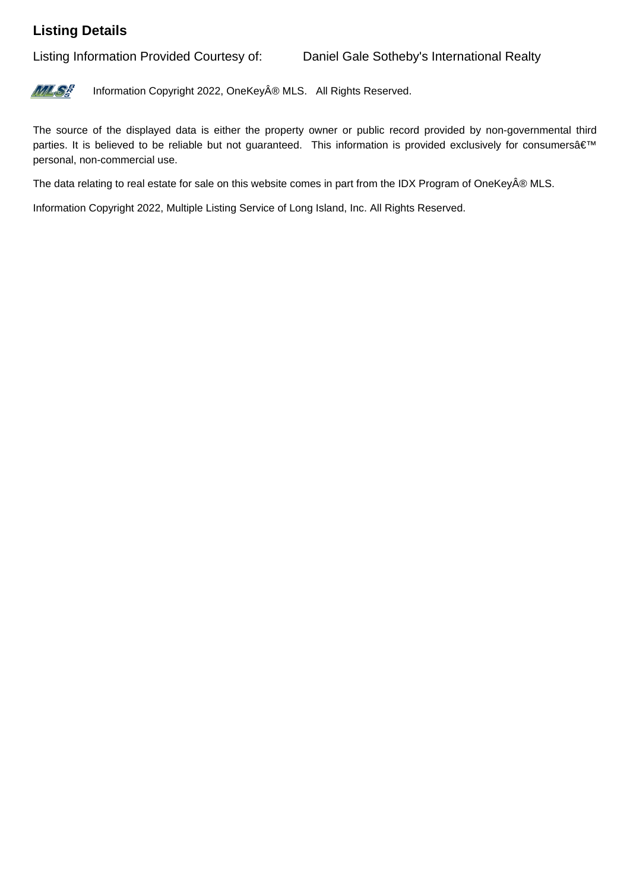## Listing Details

Listing Information Provided Courtesy of: Daniel Gale Sotheby's International Realty

Information Copyright 2022, OneKeyÂ® MLS. All Rights Reserved.

The source of the displayed data is either the property owner or public record provided by non-governmental third parties. It is believed to be reliable but not guaranteed. This information is provided exclusively for consumersâ€™ personal, non-commercial use.

The data relating to real estate for sale on this website comes in part from the IDX Program of OneKeyÂ® MLS.

Information Copyright 2022, Multiple Listing Service of Long Island, Inc. All Rights Reserved.